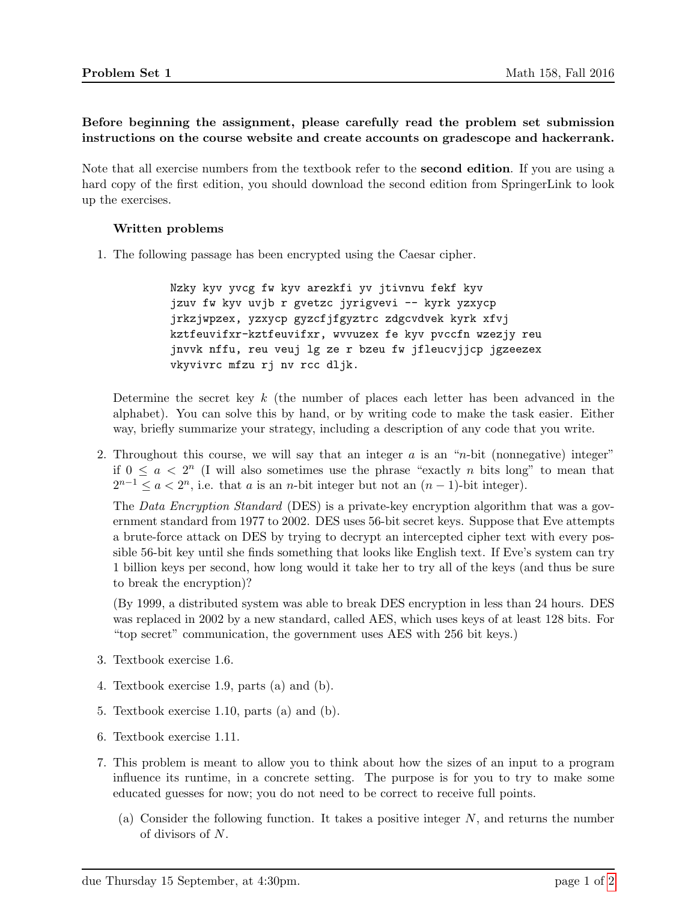Before beginning the assignment, please carefully read the problem set submission instructions on the course website and create accounts on gradescope and hackerrank.

Note that all exercise numbers from the textbook refer to the **second edition**. If you are using a hard copy of the first edition, you should download the second edition from SpringerLink to look up the exercises.

### Written problems

1. The following passage has been encrypted using the Caesar cipher.

```
Nzky kyv yvcg fw kyv arezkfi yv jtivnvu fekf kyv
jzuv fw kyv uvjb r gvetzc jyrigvevi -- kyrk yzxycp
jrkzjwpzex, yzxycp gyzcfjfgyztrc zdgcvdvek kyrk xfvj
kztfeuvifxr-kztfeuvifxr, wvvuzex fe kyv pvccfn wzezjy reu
jnvvk nffu, reu veuj lg ze r bzeu fw jfleucvjjcp jgzeezex
vkyvivrc mfzu rj nv rcc dljk.
```

   Determine the secret key $k$ (the number of places each letter has been advanced in the alphabet). You can solve this by hand, or by writing code to make the task easier. Either way, briefly summarize your strategy, including a description of any code that you write.

2. Throughout this course, we will say that an integer $a$ is an "$n$-bit (nonnegative) integer" if $0 \leq a < 2^n$ (I will also sometimes use the phrase "exactly $n$ bits long" to mean that $2^{n-1} \leq a < 2^n$, i.e. that $a$ is an $n$-bit integer but not an $(n-1)$-bit integer).

   The *Data Encryption Standard* (DES) is a private-key encryption algorithm that was a government standard from 1977 to 2002. DES uses 56-bit secret keys. Suppose that Eve attempts a brute-force attack on DES by trying to decrypt an intercepted cipher text with every possible 56-bit key until she finds something that looks like English text. If Eve's system can try 1 billion keys per second, how long would it take her to try all of the keys (and thus be sure to break the encryption)?

   (By 1999, a distributed system was able to break DES encryption in less than 24 hours. DES was replaced in 2002 by a new standard, called AES, which uses keys of at least 128 bits. For "top secret" communication, the government uses AES with 256 bit keys.)

3. Textbook exercise 1.6.

4. Textbook exercise 1.9, parts (a) and (b).

5. Textbook exercise 1.10, parts (a) and (b).

6. Textbook exercise 1.11.

7. This problem is meant to allow you to think about how the sizes of an input to a program influence its runtime, in a concrete setting. The purpose is for you to try to make some educated guesses for now; you do not need to be correct to receive full points.

   (a) Consider the following function. It takes a positive integer $N$, and returns the number of divisors of $N$.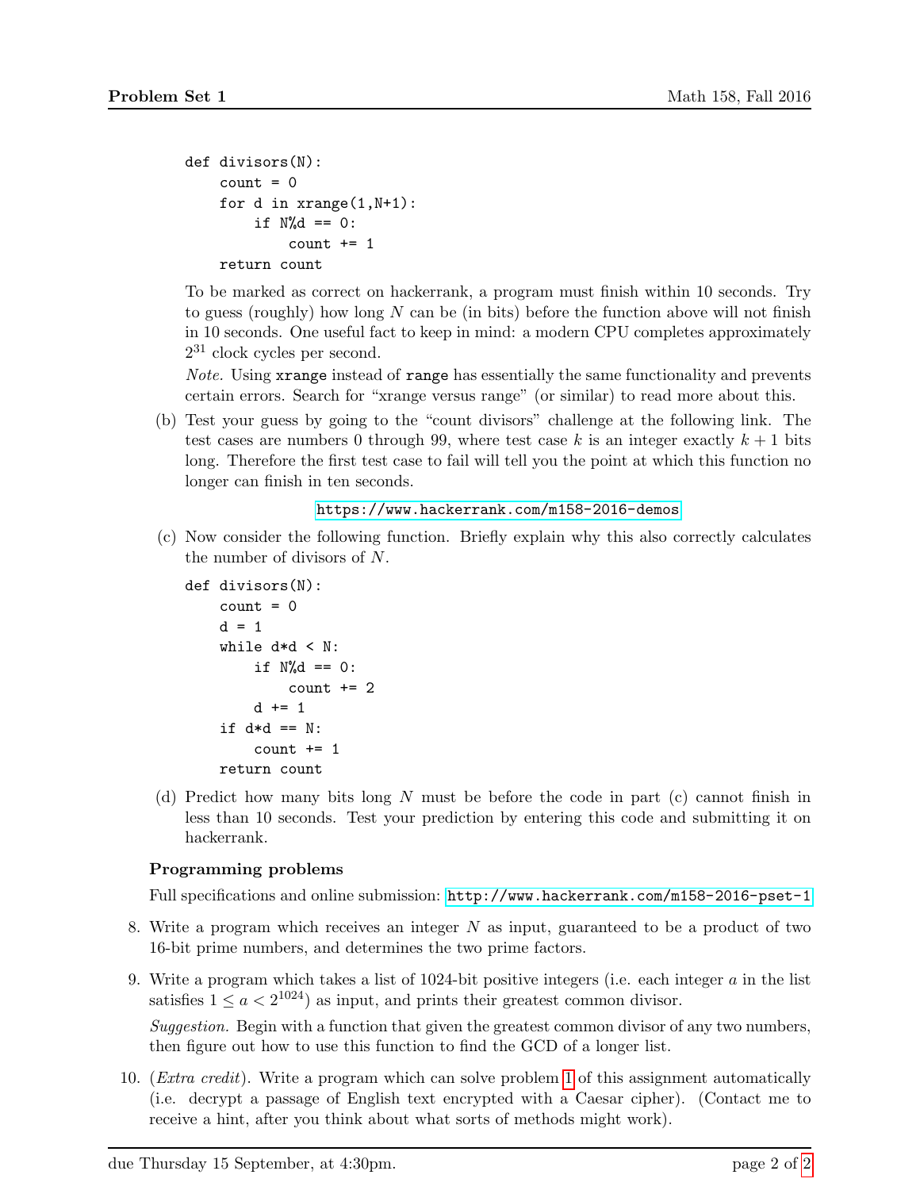```
def divisors(N):
    count = 0
    for d in xrange(1,N+1):
        if N%d == 0:
            count += 1
    return count
```

To be marked as correct on hackerrank, a program must finish within 10 seconds. Try to guess (roughly) how long $N$ can be (in bits) before the function above will not finish in 10 seconds. One useful fact to keep in mind: a modern CPU completes approximately $2^{31}$ clock cycles per second.

*Note.* Using `xrange` instead of `range` has essentially the same functionality and prevents certain errors. Search for "xrange versus range" (or similar) to read more about this.

(b) Test your guess by going to the "count divisors" challenge at the following link. The test cases are numbers 0 through 99, where test case $k$ is an integer exactly $k+1$ bits long. Therefore the first test case to fail will tell you the point at which this function no longer can finish in ten seconds.

https://www.hackerrank.com/m158-2016-demos

(c) Now consider the following function. Briefly explain why this also correctly calculates the number of divisors of $N$.

```
def divisors(N):
    count = 0
    d = 1
    while d*d < N:
        if N%d == 0:
            count += 2
        d += 1
    if d*d == N:
        count += 1
    return count
```

(d) Predict how many bits long $N$ must be before the code in part (c) cannot finish in less than 10 seconds. Test your prediction by entering this code and submitting it on hackerrank.

### Programming problems

Full specifications and online submission: http://www.hackerrank.com/m158-2016-pset-1

8. Write a program which receives an integer $N$ as input, guaranteed to be a product of two 16-bit prime numbers, and determines the two prime factors.

9. Write a program which takes a list of 1024-bit positive integers (i.e. each integer $a$ in the list satisfies $1 \leq a < 2^{1024}$) as input, and prints their greatest common divisor.

   *Suggestion.* Begin with a function that given the greatest common divisor of any two numbers, then figure out how to use this function to find the GCD of a longer list.

10. (*Extra credit*). Write a program which can solve problem 1 of this assignment automatically (i.e. decrypt a passage of English text encrypted with a Caesar cipher). (Contact me to receive a hint, after you think about what sorts of methods might work).

due Thursday 15 September, at 4:30pm.